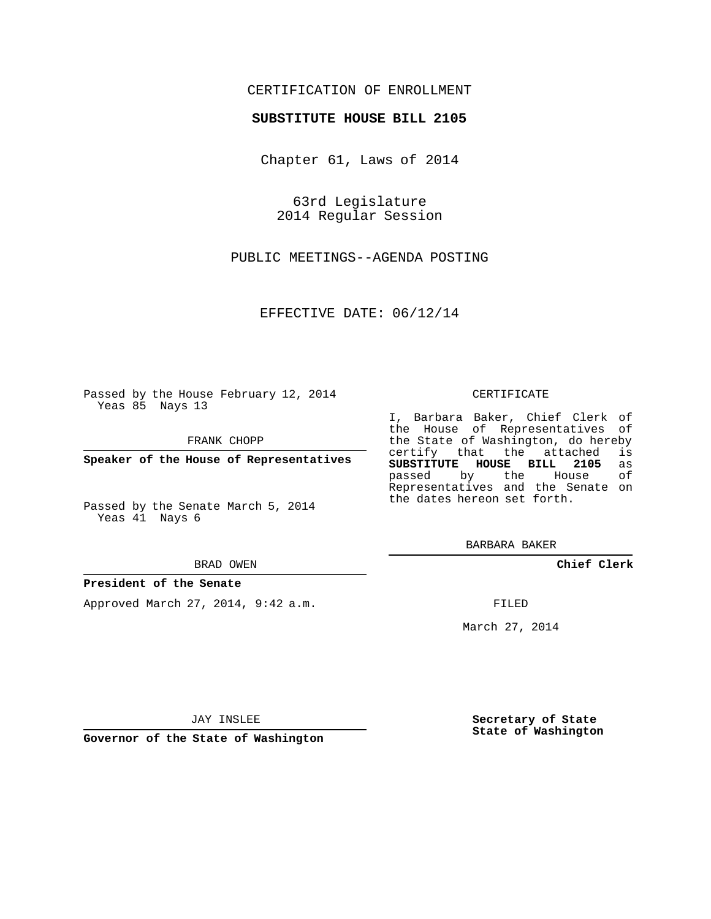CERTIFICATION OF ENROLLMENT

**SUBSTITUTE HOUSE BILL 2105**

Chapter 61, Laws of 2014

63rd Legislature
2014 Regular Session

PUBLIC MEETINGS--AGENDA POSTING

EFFECTIVE DATE: 06/12/14

Passed by the House February 12, 2014
Yeas 85 Nays 13

FRANK CHOPP

**Speaker of the House of Representatives**

Passed by the Senate March 5, 2014
Yeas 41 Nays 6

BRAD OWEN

**President of the Senate**

Approved March 27, 2014, 9:42 a.m.

JAY INSLEE

**Governor of the State of Washington**

CERTIFICATE

I, Barbara Baker, Chief Clerk of the House of Representatives of the State of Washington, do hereby certify that the attached is **SUBSTITUTE HOUSE BILL 2105** as passed by the House of Representatives and the Senate on the dates hereon set forth.

BARBARA BAKER

**Chief Clerk**

FILED

March 27, 2014

**Secretary of State**
**State of Washington**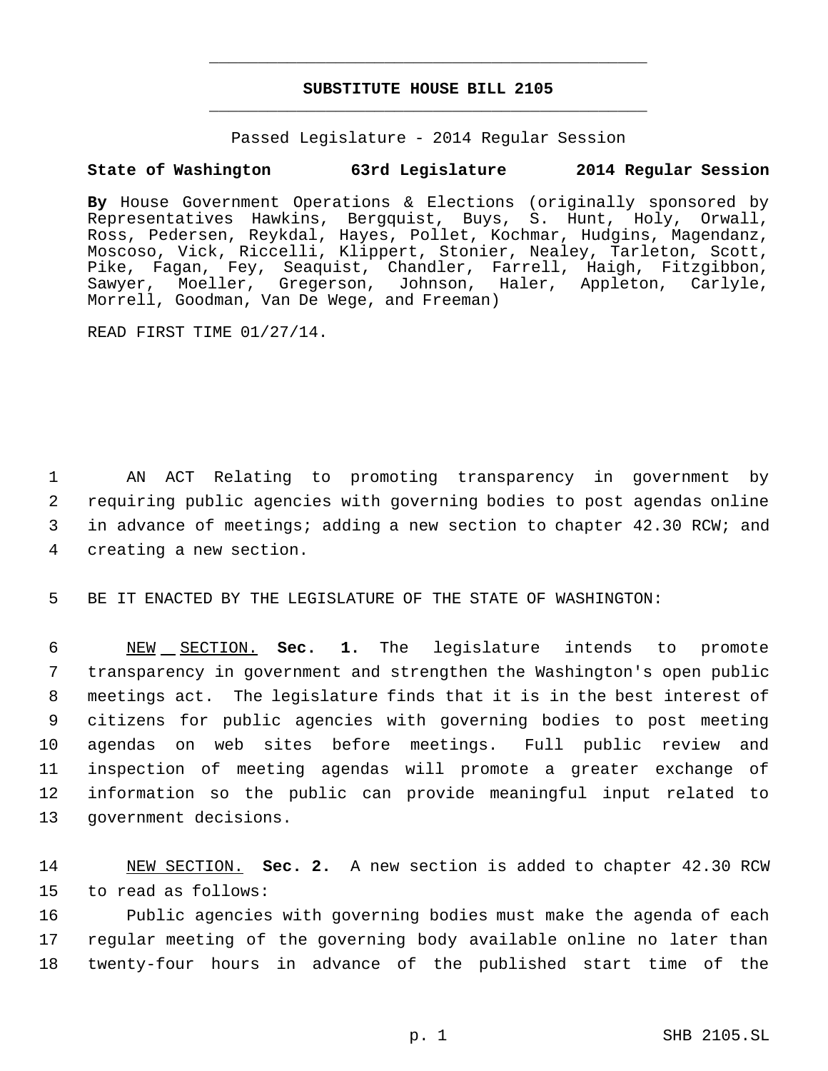# SUBSTITUTE HOUSE BILL 2105

Passed Legislature - 2014 Regular Session

**State of Washington 63rd Legislature 2014 Regular Session**

**By** House Government Operations & Elections (originally sponsored by Representatives Hawkins, Bergquist, Buys, S. Hunt, Holy, Orwall, Ross, Pedersen, Reykdal, Hayes, Pollet, Kochmar, Hudgins, Magendanz, Moscoso, Vick, Riccelli, Klippert, Stonier, Nealey, Tarleton, Scott, Pike, Fagan, Fey, Seaquist, Chandler, Farrell, Haigh, Fitzgibbon, Sawyer, Moeller, Gregerson, Johnson, Haler, Appleton, Carlyle, Morrell, Goodman, Van De Wege, and Freeman)

READ FIRST TIME 01/27/14.

1 AN ACT Relating to promoting transparency in government by
2 requiring public agencies with governing bodies to post agendas online
3 in advance of meetings; adding a new section to chapter 42.30 RCW; and
4 creating a new section.

5 BE IT ENACTED BY THE LEGISLATURE OF THE STATE OF WASHINGTON:

6 NEW SECTION. **Sec. 1.** The legislature intends to promote
7 transparency in government and strengthen the Washington's open public
8 meetings act. The legislature finds that it is in the best interest of
9 citizens for public agencies with governing bodies to post meeting
10 agendas on web sites before meetings. Full public review and
11 inspection of meeting agendas will promote a greater exchange of
12 information so the public can provide meaningful input related to
13 government decisions.

14 NEW SECTION. **Sec. 2.** A new section is added to chapter 42.30 RCW
15 to read as follows:

16 Public agencies with governing bodies must make the agenda of each
17 regular meeting of the governing body available online no later than
18 twenty-four hours in advance of the published start time of the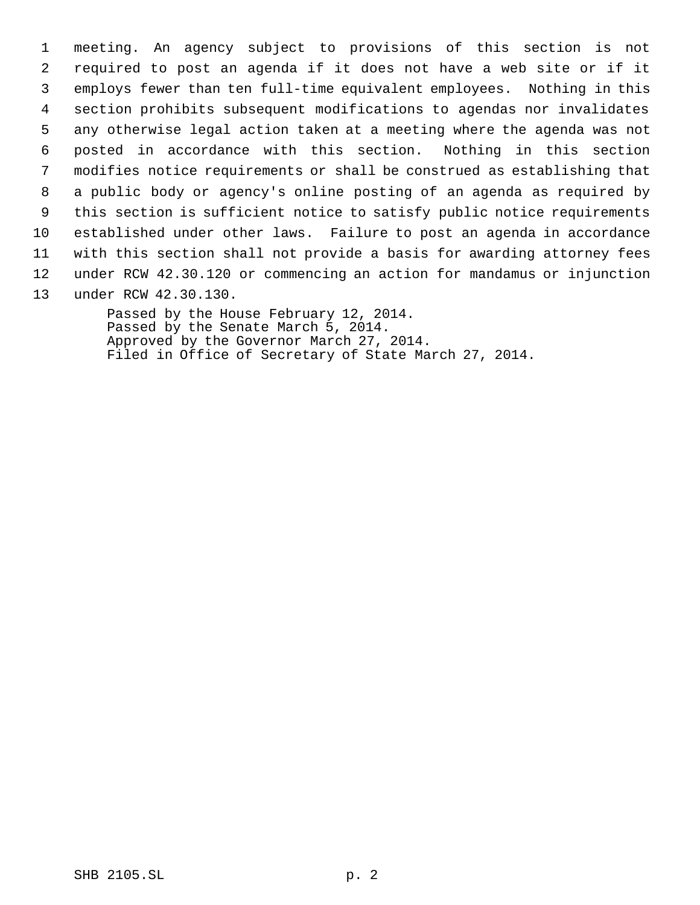meeting. An agency subject to provisions of this section is not required to post an agenda if it does not have a web site or if it employs fewer than ten full-time equivalent employees. Nothing in this section prohibits subsequent modifications to agendas nor invalidates any otherwise legal action taken at a meeting where the agenda was not posted in accordance with this section. Nothing in this section modifies notice requirements or shall be construed as establishing that a public body or agency's online posting of an agenda as required by this section is sufficient notice to satisfy public notice requirements established under other laws. Failure to post an agenda in accordance with this section shall not provide a basis for awarding attorney fees under RCW 42.30.120 or commencing an action for mandamus or injunction under RCW 42.30.130.

Passed by the House February 12, 2014.
Passed by the Senate March 5, 2014.
Approved by the Governor March 27, 2014.
Filed in Office of Secretary of State March 27, 2014.